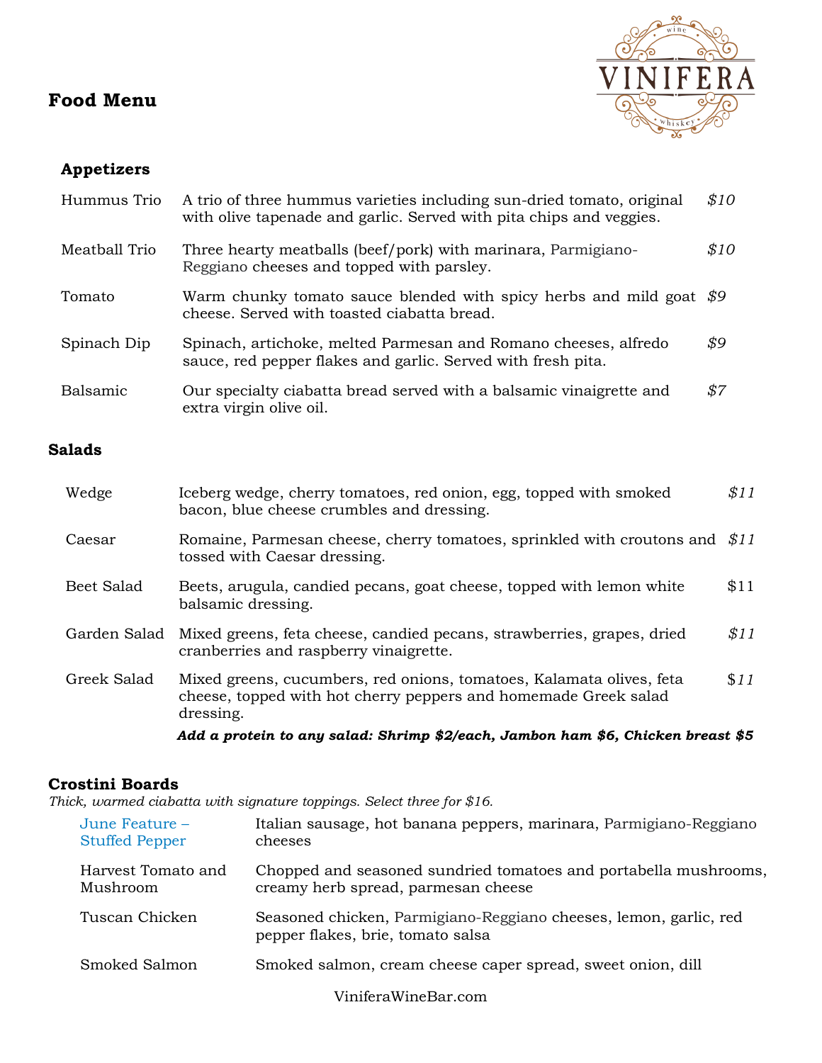# Food Menu

VINIFERA wine whiskey

## Appetizers

| Item | Description | Price |
| --- | --- | --- |
| Hummus Trio | A trio of three hummus varieties including sun-dried tomato, original with olive tapenade and garlic. Served with pita chips and veggies. | *$10* |
| Meatball Trio | Three hearty meatballs (beef/pork) with marinara, Parmigiano-Reggiano cheeses and topped with parsley. | *$10* |
| Tomato | Warm chunky tomato sauce blended with spicy herbs and mild goat cheese. Served with toasted ciabatta bread. | *$9* |
| Spinach Dip | Spinach, artichoke, melted Parmesan and Romano cheeses, alfredo sauce, red pepper flakes and garlic. Served with fresh pita. | *$9* |
| Balsamic | Our specialty ciabatta bread served with a balsamic vinaigrette and extra virgin olive oil. | *$7* |

## Salads

| Item | Description | Price |
| --- | --- | --- |
| Wedge | Iceberg wedge, cherry tomatoes, red onion, egg, topped with smoked bacon, blue cheese crumbles and dressing. | *$11* |
| Caesar | Romaine, Parmesan cheese, cherry tomatoes, sprinkled with croutons and tossed with Caesar dressing. | *$11* |
| Beet Salad | Beets, arugula, candied pecans, goat cheese, topped with lemon white balsamic dressing. | $11 |
| Garden Salad | Mixed greens, feta cheese, candied pecans, strawberries, grapes, dried cranberries and raspberry vinaigrette. | *$11* |
| Greek Salad | Mixed greens, cucumbers, red onions, tomatoes, Kalamata olives, feta cheese, topped with hot cherry peppers and homemade Greek salad dressing. | $*11* |

***Add a protein to any salad: Shrimp $2/each, Jambon ham $6, Chicken breast $5***

## Crostini Boards

*Thick, warmed ciabatta with signature toppings. Select three for $16.*

| Item | Description |
| --- | --- |
| June Feature – Stuffed Pepper | Italian sausage, hot banana peppers, marinara, Parmigiano-Reggiano cheeses |
| Harvest Tomato and Mushroom | Chopped and seasoned sundried tomatoes and portabella mushrooms, creamy herb spread, parmesan cheese |
| Tuscan Chicken | Seasoned chicken, Parmigiano-Reggiano cheeses, lemon, garlic, red pepper flakes, brie, tomato salsa |
| Smoked Salmon | Smoked salmon, cream cheese caper spread, sweet onion, dill |

ViniferaWineBar.com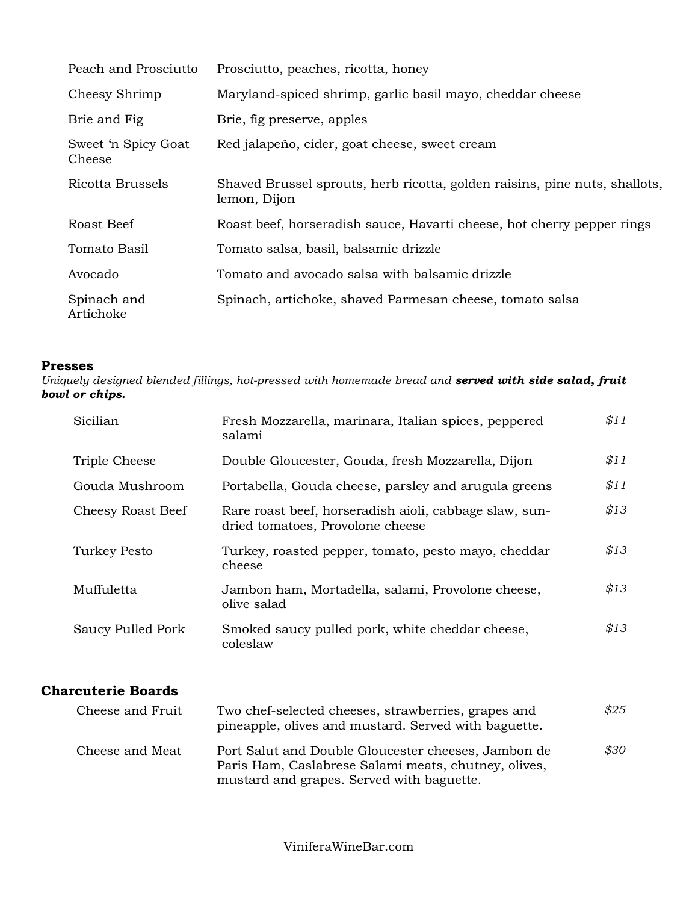| | |
|---|---|
| Peach and Prosciutto | Prosciutto, peaches, ricotta, honey |
| Cheesy Shrimp | Maryland-spiced shrimp, garlic basil mayo, cheddar cheese |
| Brie and Fig | Brie, fig preserve, apples |
| Sweet 'n Spicy Goat Cheese | Red jalapeño, cider, goat cheese, sweet cream |
| Ricotta Brussels | Shaved Brussel sprouts, herb ricotta, golden raisins, pine nuts, shallots, lemon, Dijon |
| Roast Beef | Roast beef, horseradish sauce, Havarti cheese, hot cherry pepper rings |
| Tomato Basil | Tomato salsa, basil, balsamic drizzle |
| Avocado | Tomato and avocado salsa with balsamic drizzle |
| Spinach and Artichoke | Spinach, artichoke, shaved Parmesan cheese, tomato salsa |

## Presses

*Uniquely designed blended fillings, hot-pressed with homemade bread and* ***served with side salad, fruit bowl or chips.***

| | | |
|---|---|---|
| Sicilian | Fresh Mozzarella, marinara, Italian spices, peppered salami | *$11* |
| Triple Cheese | Double Gloucester, Gouda, fresh Mozzarella, Dijon | *$11* |
| Gouda Mushroom | Portabella, Gouda cheese, parsley and arugula greens | *$11* |
| Cheesy Roast Beef | Rare roast beef, horseradish aioli, cabbage slaw, sun-dried tomatoes, Provolone cheese | *$13* |
| Turkey Pesto | Turkey, roasted pepper, tomato, pesto mayo, cheddar cheese | *$13* |
| Muffuletta | Jambon ham, Mortadella, salami, Provolone cheese, olive salad | *$13* |
| Saucy Pulled Pork | Smoked saucy pulled pork, white cheddar cheese, coleslaw | *$13* |

## Charcuterie Boards

| | | |
|---|---|---|
| Cheese and Fruit | Two chef-selected cheeses, strawberries, grapes and pineapple, olives and mustard. Served with baguette. | *$25* |
| Cheese and Meat | Port Salut and Double Gloucester cheeses, Jambon de Paris Ham, Caslabrese Salami meats, chutney, olives, mustard and grapes. Served with baguette. | *$30* |

ViniferaWineBar.com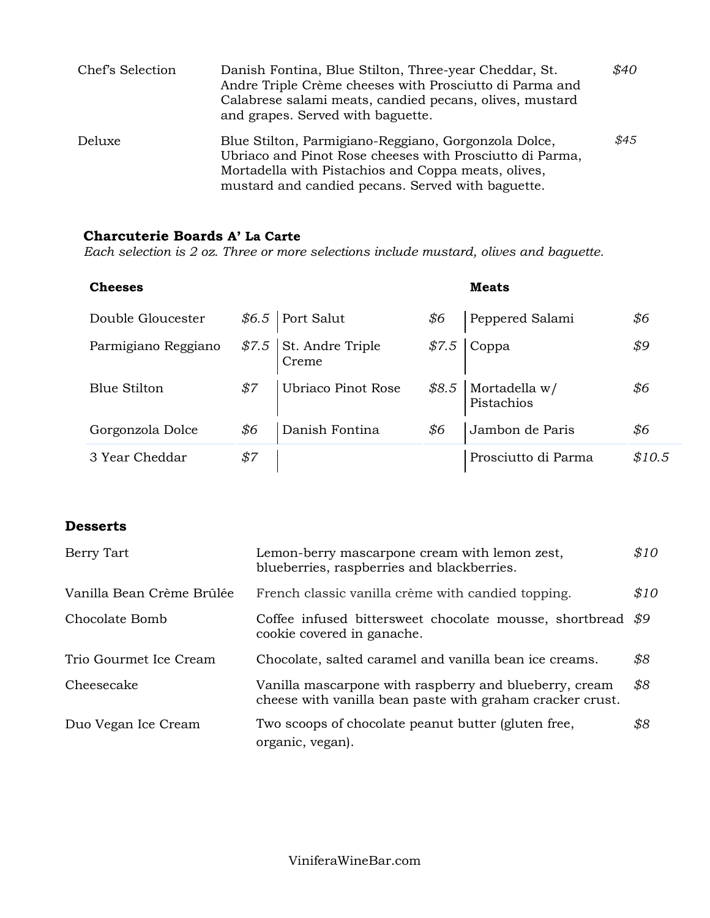| | | |
|---|---|---|
| Chef's Selection | Danish Fontina, Blue Stilton, Three-year Cheddar, St. Andre Triple Crème cheeses with Prosciutto di Parma and Calabrese salami meats, candied pecans, olives, mustard and grapes. Served with baguette. | *$40* |
| Deluxe | Blue Stilton, Parmigiano-Reggiano, Gorgonzola Dolce, Ubriaco and Pinot Rose cheeses with Prosciutto di Parma, Mortadella with Pistachios and Coppa meats, olives, mustard and candied pecans. Served with baguette. | *$45* |

### Charcuterie Boards A' La Carte

*Each selection is 2 oz. Three or more selections include mustard, olives and baguette.*

| **Cheeses** | | | | **Meats** | |
|---|---|---|---|---|---|
| Double Gloucester | *$6.5* | Port Salut | *$6* | Peppered Salami | *$6* |
| Parmigiano Reggiano | *$7.5* | St. Andre Triple Creme | *$7.5* | Coppa | *$9* |
| Blue Stilton | *$7* | Ubriaco Pinot Rose | *$8.5* | Mortadella w/ Pistachios | *$6* |
| Gorgonzola Dolce | *$6* | Danish Fontina | *$6* | Jambon de Paris | *$6* |
| 3 Year Cheddar | *$7* | | | Prosciutto di Parma | *$10.5* |

### Desserts

| | | |
|---|---|---|
| Berry Tart | Lemon-berry mascarpone cream with lemon zest, blueberries, raspberries and blackberries. | *$10* |
| Vanilla Bean Crème Brûlée | French classic vanilla crème with candied topping. | *$10* |
| Chocolate Bomb | Coffee infused bittersweet chocolate mousse, shortbread cookie covered in ganache. | *$9* |
| Trio Gourmet Ice Cream | Chocolate, salted caramel and vanilla bean ice creams. | *$8* |
| Cheesecake | Vanilla mascarpone with raspberry and blueberry, cream cheese with vanilla bean paste with graham cracker crust. | *$8* |
| Duo Vegan Ice Cream | Two scoops of chocolate peanut butter (gluten free, organic, vegan). | *$8* |

ViniferaWineBar.com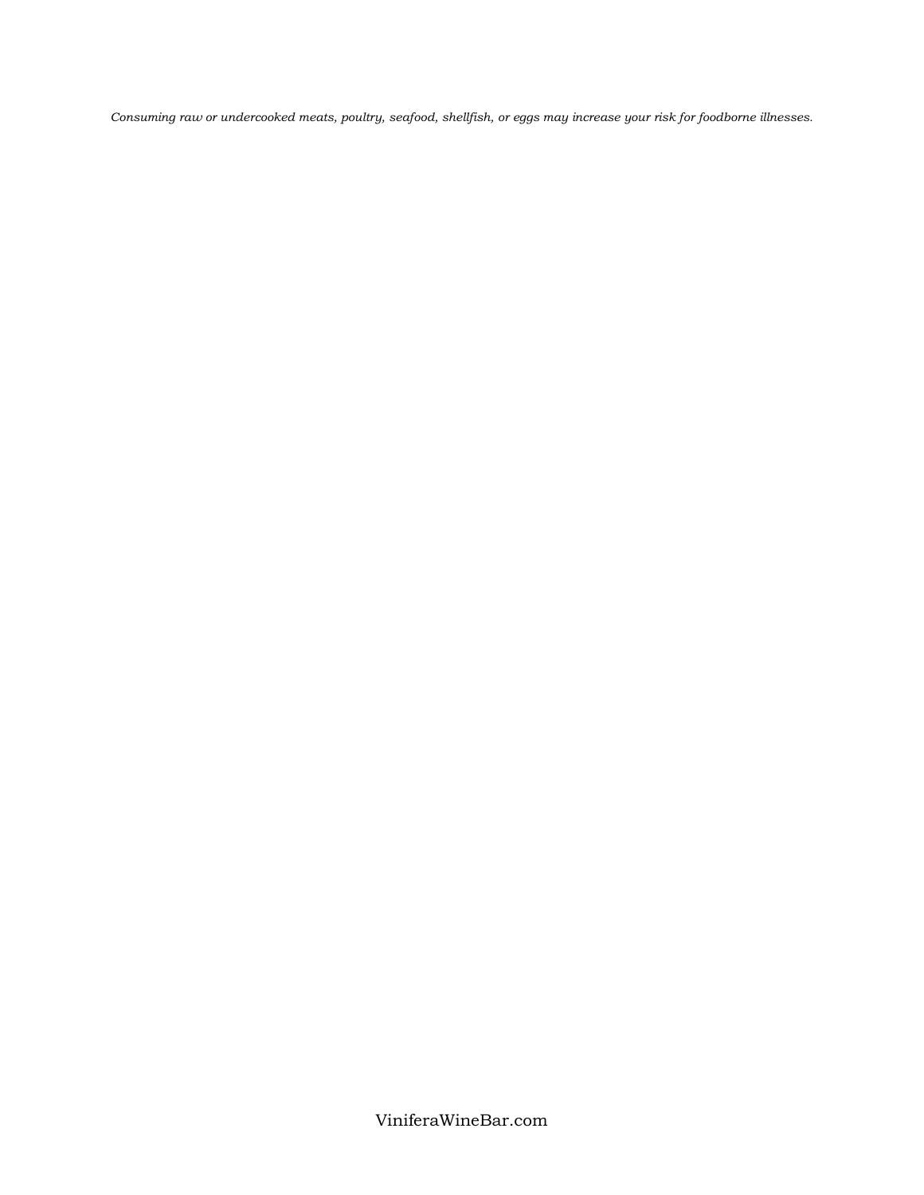*Consuming raw or undercooked meats, poultry, seafood, shellfish, or eggs may increase your risk for foodborne illnesses.*

ViniferaWineBar.com